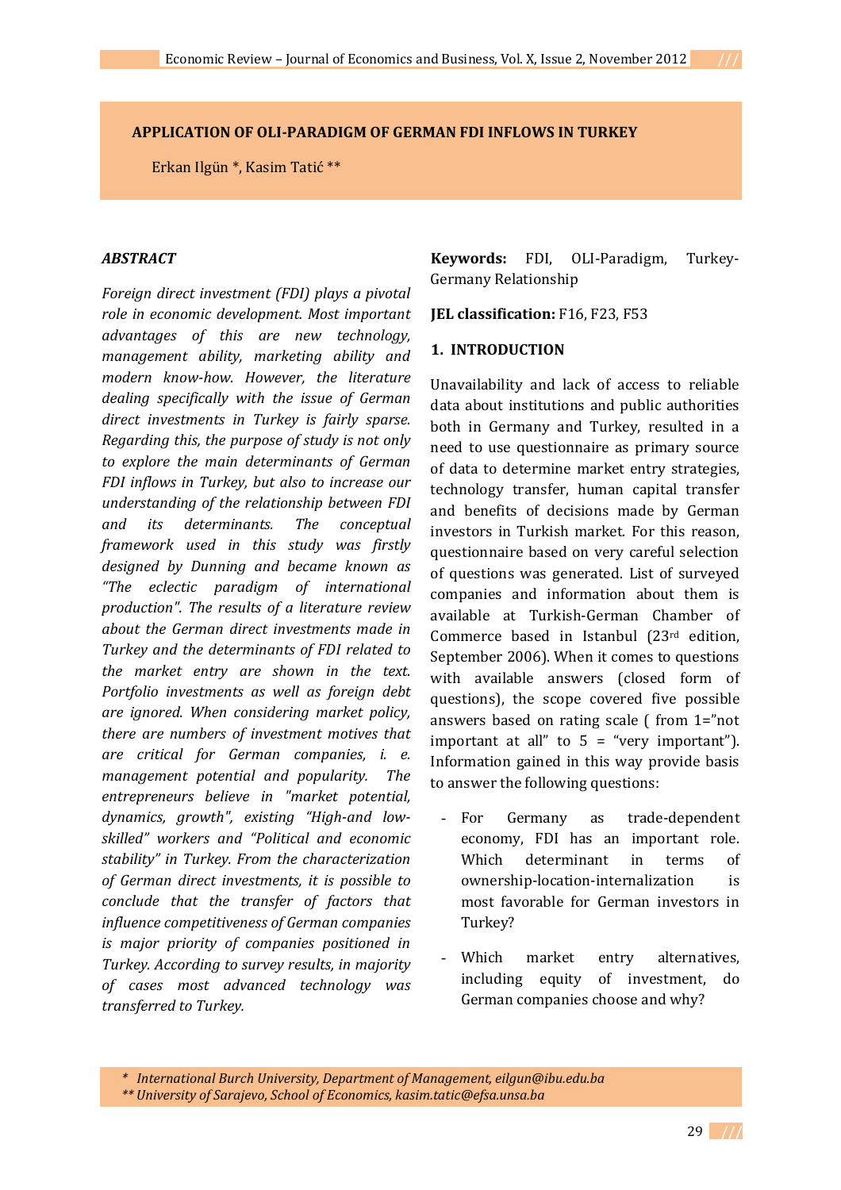# APPLICATION OF OLI-PARADIGM OF GERMAN FDI INFLOWS IN TURKEY

Erkan Ilgün *, Kasim Tatić **

### *ABSTRACT*

*Foreign direct investment (FDI) plays a pivotal role in economic development. Most important advantages of this are new technology, management ability, marketing ability and modern know-how. However, the literature dealing specifically with the issue of German direct investments in Turkey is fairly sparse. Regarding this, the purpose of study is not only to explore the main determinants of German FDI inflows in Turkey, but also to increase our understanding of the relationship between FDI and its determinants. The conceptual framework used in this study was firstly designed by Dunning and became known as "The eclectic paradigm of international production". The results of a literature review about the German direct investments made in Turkey and the determinants of FDI related to the market entry are shown in the text. Portfolio investments as well as foreign debt are ignored. When considering market policy, there are numbers of investment motives that are critical for German companies, i. e. management potential and popularity. The entrepreneurs believe in "market potential, dynamics, growth", existing "High-and low-skilled" workers and "Political and economic stability" in Turkey. From the characterization of German direct investments, it is possible to conclude that the transfer of factors that influence competitiveness of German companies is major priority of companies positioned in Turkey. According to survey results, in majority of cases most advanced technology was transferred to Turkey.*

**Keywords:** FDI, OLI-Paradigm, Turkey-Germany Relationship

**JEL classification:** F16, F23, F53

## 1. INTRODUCTION

Unavailability and lack of access to reliable data about institutions and public authorities both in Germany and Turkey, resulted in a need to use questionnaire as primary source of data to determine market entry strategies, technology transfer, human capital transfer and benefits of decisions made by German investors in Turkish market. For this reason, questionnaire based on very careful selection of questions was generated. List of surveyed companies and information about them is available at Turkish-German Chamber of Commerce based in Istanbul (23rd edition, September 2006). When it comes to questions with available answers (closed form of questions), the scope covered five possible answers based on rating scale ( from 1="not important at all" to 5 = "very important"). Information gained in this way provide basis to answer the following questions:

- For Germany as trade-dependent economy, FDI has an important role. Which determinant in terms of ownership-location-internalization is most favorable for German investors in Turkey?
- Which market entry alternatives, including equity of investment, do German companies choose and why?

\* *International Burch University, Department of Management, eilgun@ibu.edu.ba*
\*\* *University of Sarajevo, School of Economics, kasim.tatic@efsa.unsa.ba*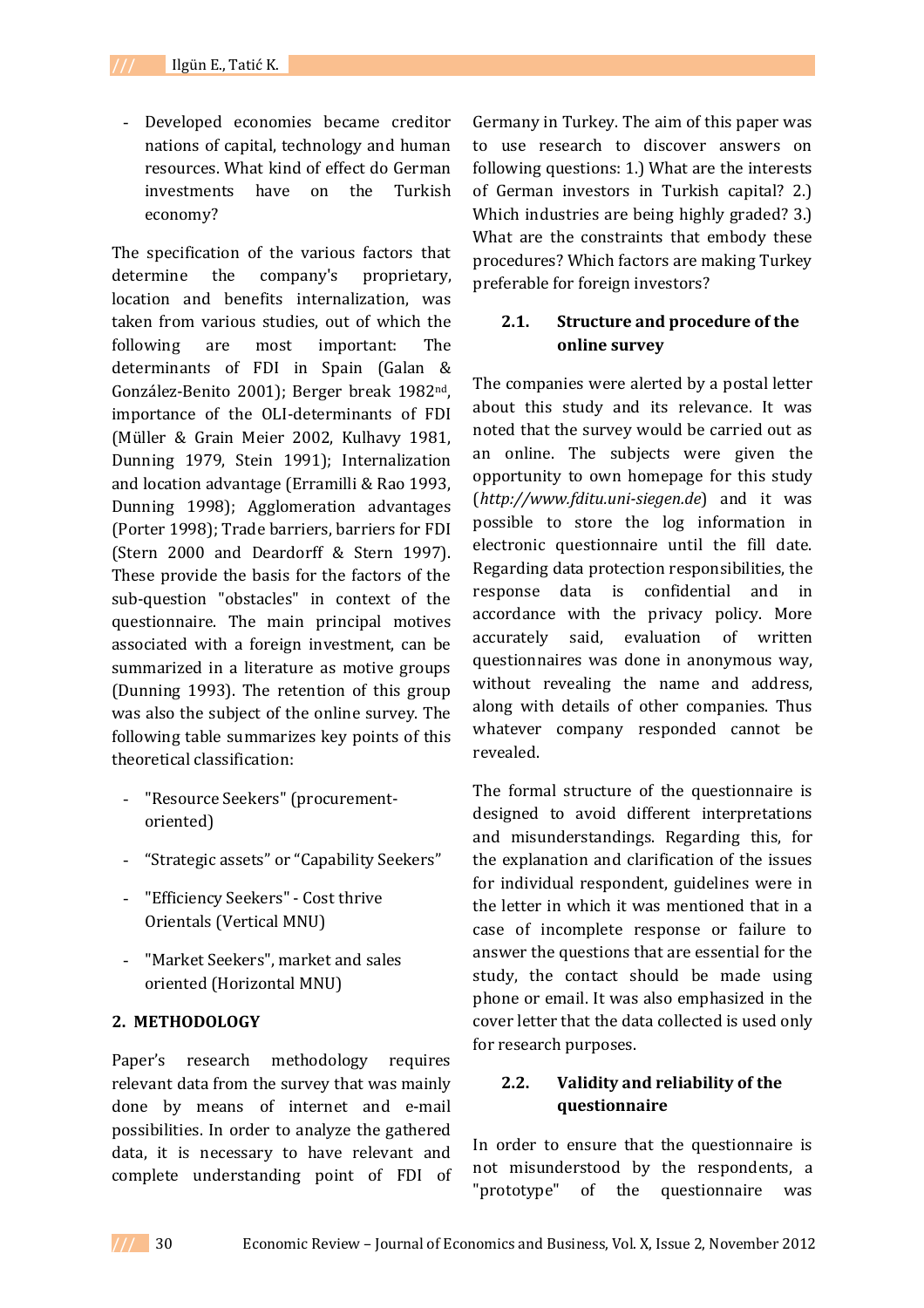- Developed economies became creditor nations of capital, technology and human resources. What kind of effect do German investments have on the Turkish economy?

The specification of the various factors that determine the company's proprietary, location and benefits internalization, was taken from various studies, out of which the following are most important: The determinants of FDI in Spain (Galan & González-Benito 2001); Berger break 1982[nd], importance of the OLI-determinants of FDI (Müller & Grain Meier 2002, Kulhavy 1981, Dunning 1979, Stein 1991); Internalization and location advantage (Erramilli & Rao 1993, Dunning 1998); Agglomeration advantages (Porter 1998); Trade barriers, barriers for FDI (Stern 2000 and Deardorff & Stern 1997). These provide the basis for the factors of the sub-question "obstacles" in context of the questionnaire. The main principal motives associated with a foreign investment, can be summarized in a literature as motive groups (Dunning 1993). The retention of this group was also the subject of the online survey. The following table summarizes key points of this theoretical classification:

- "Resource Seekers" (procurement-oriented)
- “Strategic assets” or “Capability Seekers”
- "Efficiency Seekers" - Cost thrive Orientals (Vertical MNU)
- "Market Seekers", market and sales oriented (Horizontal MNU)

## 2. METHODOLOGY

Paper's research methodology requires relevant data from the survey that was mainly done by means of internet and e-mail possibilities. In order to analyze the gathered data, it is necessary to have relevant and complete understanding point of FDI of Germany in Turkey. The aim of this paper was to use research to discover answers on following questions: 1.) What are the interests of German investors in Turkish capital? 2.) Which industries are being highly graded? 3.) What are the constraints that embody these procedures? Which factors are making Turkey preferable for foreign investors?

### 2.1. Structure and procedure of the online survey

The companies were alerted by a postal letter about this study and its relevance. It was noted that the survey would be carried out as an online. The subjects were given the opportunity to own homepage for this study (*http://www.fditu.uni-siegen.de*) and it was possible to store the log information in electronic questionnaire until the fill date. Regarding data protection responsibilities, the response data is confidential and in accordance with the privacy policy. More accurately said, evaluation of written questionnaires was done in anonymous way, without revealing the name and address, along with details of other companies. Thus whatever company responded cannot be revealed.

The formal structure of the questionnaire is designed to avoid different interpretations and misunderstandings. Regarding this, for the explanation and clarification of the issues for individual respondent, guidelines were in the letter in which it was mentioned that in a case of incomplete response or failure to answer the questions that are essential for the study, the contact should be made using phone or email. It was also emphasized in the cover letter that the data collected is used only for research purposes.

### 2.2. Validity and reliability of the questionnaire

In order to ensure that the questionnaire is not misunderstood by the respondents, a "prototype" of the questionnaire was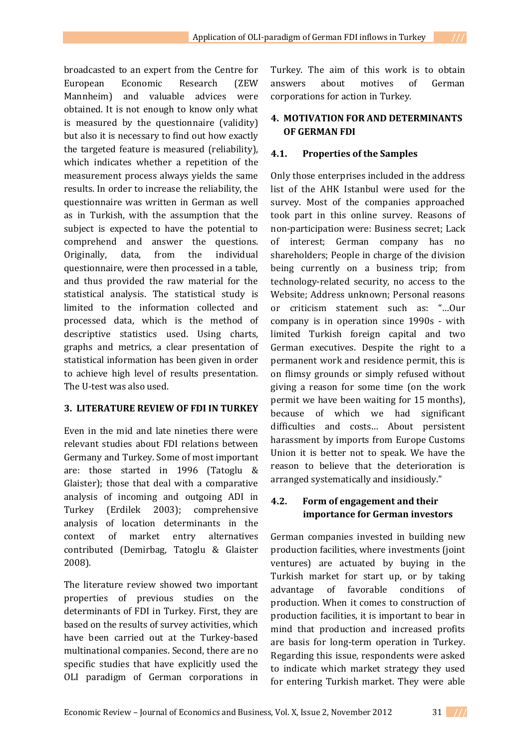broadcasted to an expert from the Centre for European Economic Research (ZEW Mannheim) and valuable advices were obtained. It is not enough to know only what is measured by the questionnaire (validity) but also it is necessary to find out how exactly the targeted feature is measured (reliability), which indicates whether a repetition of the measurement process always yields the same results. In order to increase the reliability, the questionnaire was written in German as well as in Turkish, with the assumption that the subject is expected to have the potential to comprehend and answer the questions. Originally, data, from the individual questionnaire, were then processed in a table, and thus provided the raw material for the statistical analysis. The statistical study is limited to the information collected and processed data, which is the method of descriptive statistics used. Using charts, graphs and metrics, a clear presentation of statistical information has been given in order to achieve high level of results presentation. The U-test was also used.

## 3. LITERATURE REVIEW OF FDI IN TURKEY

Even in the mid and late nineties there were relevant studies about FDI relations between Germany and Turkey. Some of most important are: those started in 1996 (Tatoglu & Glaister); those that deal with a comparative analysis of incoming and outgoing ADI in Turkey (Erdilek 2003); comprehensive analysis of location determinants in the context of market entry alternatives contributed (Demirbag, Tatoglu & Glaister 2008).

The literature review showed two important properties of previous studies on the determinants of FDI in Turkey. First, they are based on the results of survey activities, which have been carried out at the Turkey-based multinational companies. Second, there are no specific studies that have explicitly used the OLI paradigm of German corporations in Turkey. The aim of this work is to obtain answers about motives of German corporations for action in Turkey.

## 4. MOTIVATION FOR AND DETERMINANTS OF GERMAN FDI

### 4.1. Properties of the Samples

Only those enterprises included in the address list of the AHK Istanbul were used for the survey. Most of the companies approached took part in this online survey. Reasons of non-participation were: Business secret; Lack of interest; German company has no shareholders; People in charge of the division being currently on a business trip; from technology-related security, no access to the Website; Address unknown; Personal reasons or criticism statement such as: "…Our company is in operation since 1990s - with limited Turkish foreign capital and two German executives. Despite the right to a permanent work and residence permit, this is on flimsy grounds or simply refused without giving a reason for some time (on the work permit we have been waiting for 15 months), because of which we had significant difficulties and costs… About persistent harassment by imports from Europe Customs Union it is better not to speak. We have the reason to believe that the deterioration is arranged systematically and insidiously."

### 4.2. Form of engagement and their importance for German investors

German companies invested in building new production facilities, where investments (joint ventures) are actuated by buying in the Turkish market for start up, or by taking advantage of favorable conditions of production. When it comes to construction of production facilities, it is important to bear in mind that production and increased profits are basis for long-term operation in Turkey. Regarding this issue, respondents were asked to indicate which market strategy they used for entering Turkish market. They were able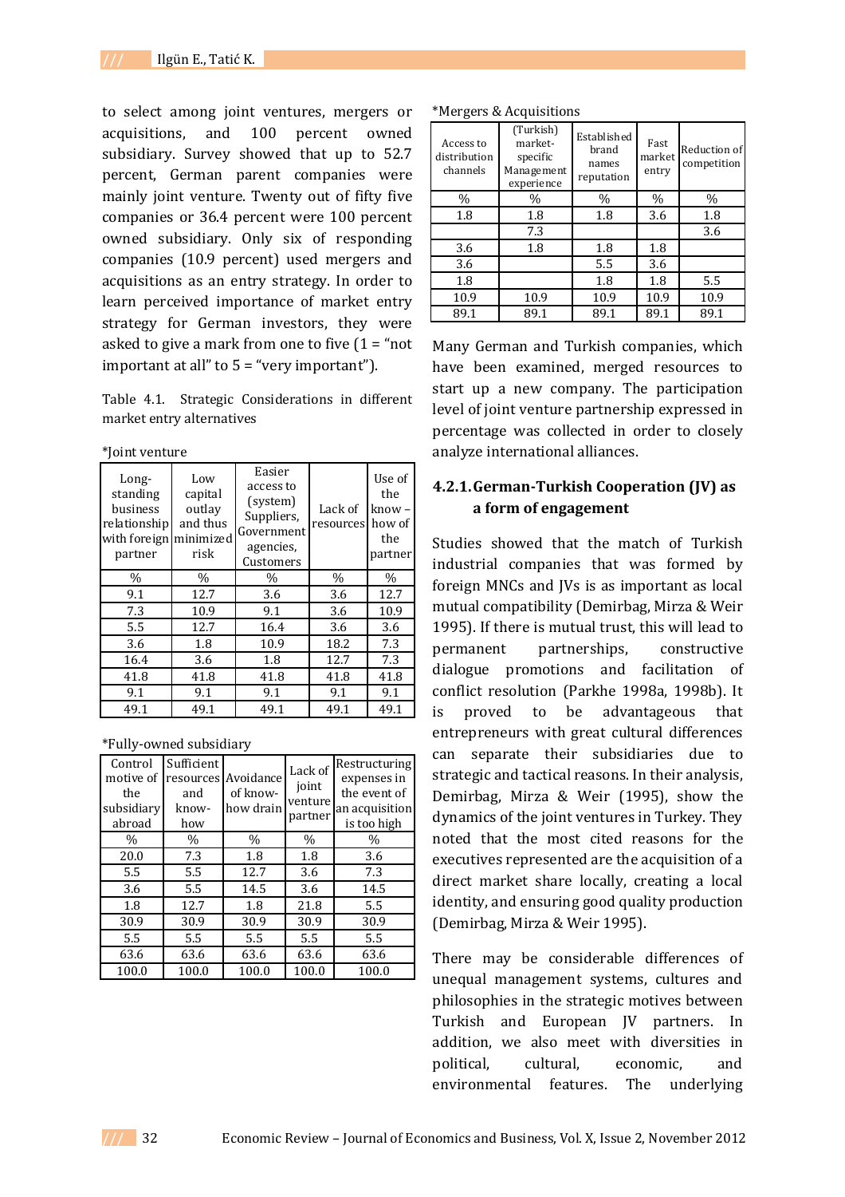to select among joint ventures, mergers or acquisitions, and 100 percent owned subsidiary. Survey showed that up to 52.7 percent, German parent companies were mainly joint venture. Twenty out of fifty five companies or 36.4 percent were 100 percent owned subsidiary. Only six of responding companies (10.9 percent) used mergers and acquisitions as an entry strategy. In order to learn perceived importance of market entry strategy for German investors, they were asked to give a mark from one to five (1 = "not important at all" to 5 = "very important").

Table 4.1. Strategic Considerations in different market entry alternatives

*Joint venture

| Long-standing business relationship with foreign partner | Low capital outlay and thus minimized risk | Easier access to (system) Suppliers, Government agencies, Customers | Lack of resources | Use of the know – how of the partner |
|---|---|---|---|---|
| % | % | % | % | % |
| 9.1 | 12.7 | 3.6 | 3.6 | 12.7 |
| 7.3 | 10.9 | 9.1 | 3.6 | 10.9 |
| 5.5 | 12.7 | 16.4 | 3.6 | 3.6 |
| 3.6 | 1.8 | 10.9 | 18.2 | 7.3 |
| 16.4 | 3.6 | 1.8 | 12.7 | 7.3 |
| 41.8 | 41.8 | 41.8 | 41.8 | 41.8 |
| 9.1 | 9.1 | 9.1 | 9.1 | 9.1 |
| 49.1 | 49.1 | 49.1 | 49.1 | 49.1 |

*Fully-owned subsidiary

| Control motive of the subsidiary abroad | Sufficient resources and know-how | Avoidance of know-how drain | Lack of joint venture partner | Restructuring expenses in the event of an acquisition is too high |
|---|---|---|---|---|
| % | % | % | % | % |
| 20.0 | 7.3 | 1.8 | 1.8 | 3.6 |
| 5.5 | 5.5 | 12.7 | 3.6 | 7.3 |
| 3.6 | 5.5 | 14.5 | 3.6 | 14.5 |
| 1.8 | 12.7 | 1.8 | 21.8 | 5.5 |
| 30.9 | 30.9 | 30.9 | 30.9 | 30.9 |
| 5.5 | 5.5 | 5.5 | 5.5 | 5.5 |
| 63.6 | 63.6 | 63.6 | 63.6 | 63.6 |
| 100.0 | 100.0 | 100.0 | 100.0 | 100.0 |

*Mergers & Acquisitions

| Access to distribution channels | (Turkish) market-specific Management experience | Established brand names reputation | Fast market entry | Reduction of competition |
|---|---|---|---|---|
| % | % | % | % | % |
| 1.8 | 1.8 | 1.8 | 3.6 | 1.8 |
| | 7.3 | | | 3.6 |
| 3.6 | 1.8 | 1.8 | 1.8 | |
| 3.6 | | 5.5 | 3.6 | |
| 1.8 | | 1.8 | 1.8 | 5.5 |
| 10.9 | 10.9 | 10.9 | 10.9 | 10.9 |
| 89.1 | 89.1 | 89.1 | 89.1 | 89.1 |

Many German and Turkish companies, which have been examined, merged resources to start up a new company. The participation level of joint venture partnership expressed in percentage was collected in order to closely analyze international alliances.

### 4.2.1. German-Turkish Cooperation (JV) as a form of engagement

Studies showed that the match of Turkish industrial companies that was formed by foreign MNCs and JVs is as important as local mutual compatibility (Demirbag, Mirza & Weir 1995). If there is mutual trust, this will lead to permanent partnerships, constructive dialogue promotions and facilitation of conflict resolution (Parkhe 1998a, 1998b). It is proved to be advantageous that entrepreneurs with great cultural differences can separate their subsidiaries due to strategic and tactical reasons. In their analysis, Demirbag, Mirza & Weir (1995), show the dynamics of the joint ventures in Turkey. They noted that the most cited reasons for the executives represented are the acquisition of a direct market share locally, creating a local identity, and ensuring good quality production (Demirbag, Mirza & Weir 1995).

There may be considerable differences of unequal management systems, cultures and philosophies in the strategic motives between Turkish and European JV partners. In addition, we also meet with diversities in political, cultural, economic, and environmental features. The underlying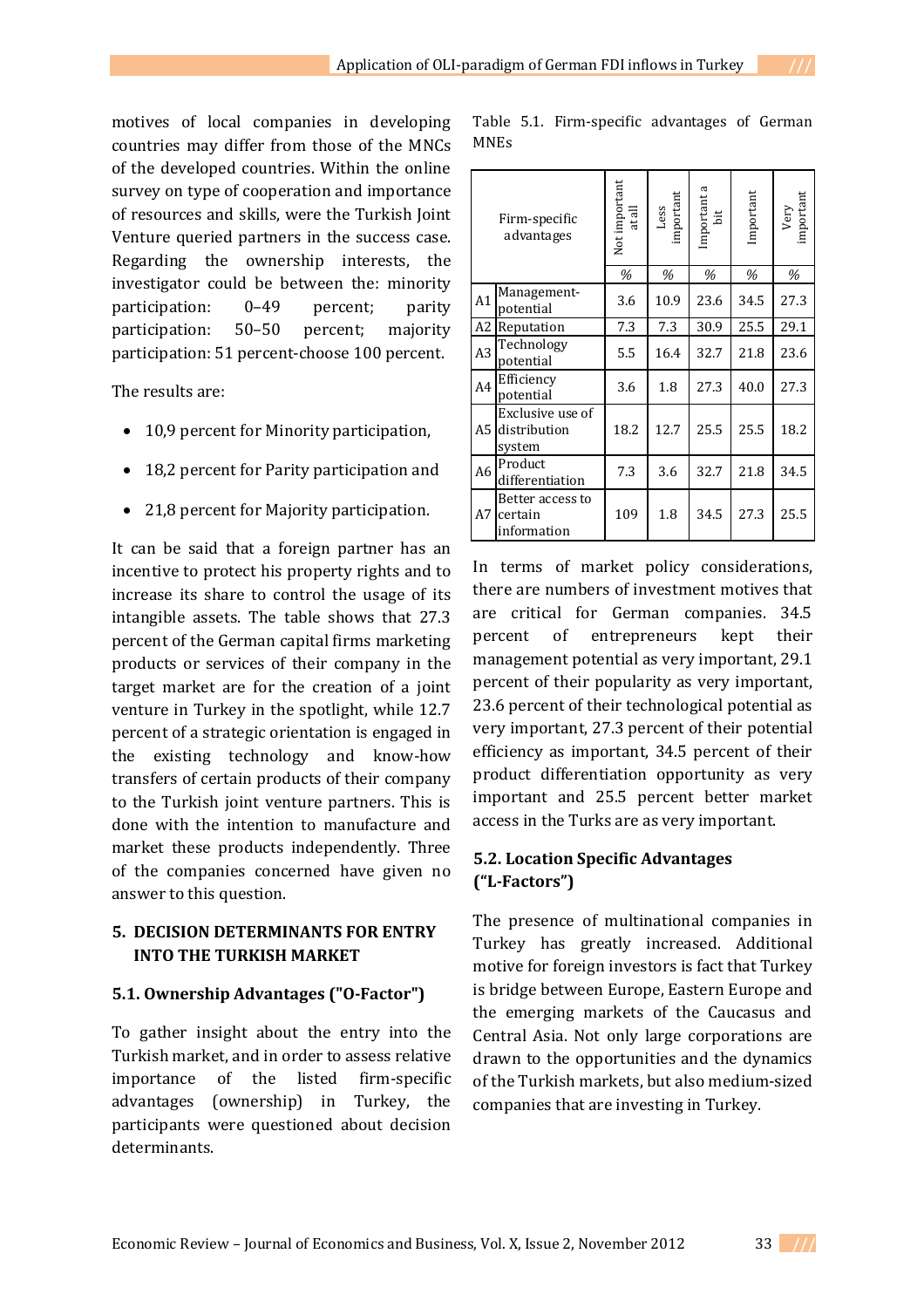motives of local companies in developing countries may differ from those of the MNCs of the developed countries. Within the online survey on type of cooperation and importance of resources and skills, were the Turkish Joint Venture queried partners in the success case. Regarding the ownership interests, the investigator could be between the: minority participation: 0–49 percent; parity participation: 50–50 percent; majority participation: 51 percent-choose 100 percent.

The results are:

- 10,9 percent for Minority participation,
- 18,2 percent for Parity participation and
- 21,8 percent for Majority participation.

It can be said that a foreign partner has an incentive to protect his property rights and to increase its share to control the usage of its intangible assets. The table shows that 27.3 percent of the German capital firms marketing products or services of their company in the target market are for the creation of a joint venture in Turkey in the spotlight, while 12.7 percent of a strategic orientation is engaged in the existing technology and know-how transfers of certain products of their company to the Turkish joint venture partners. This is done with the intention to manufacture and market these products independently. Three of the companies concerned have given no answer to this question.

## 5. DECISION DETERMINANTS FOR ENTRY INTO THE TURKISH MARKET

### 5.1. Ownership Advantages ("O-Factor")

To gather insight about the entry into the Turkish market, and in order to assess relative importance of the listed firm-specific advantages (ownership) in Turkey, the participants were questioned about decision determinants.

Table 5.1. Firm-specific advantages of German MNEs

| | Firm-specific advantages | Not important at all | Less important | Important a bit | Important | Very important |
|---|---|---|---|---|---|---|
| | | % | % | % | % | % |
| A1 | Management-potential | 3.6 | 10.9 | 23.6 | 34.5 | 27.3 |
| A2 | Reputation | 7.3 | 7.3 | 30.9 | 25.5 | 29.1 |
| A3 | Technology potential | 5.5 | 16.4 | 32.7 | 21.8 | 23.6 |
| A4 | Efficiency potential | 3.6 | 1.8 | 27.3 | 40.0 | 27.3 |
| A5 | Exclusive use of distribution system | 18.2 | 12.7 | 25.5 | 25.5 | 18.2 |
| A6 | Product differentiation | 7.3 | 3.6 | 32.7 | 21.8 | 34.5 |
| A7 | Better access to certain information | 109 | 1.8 | 34.5 | 27.3 | 25.5 |

In terms of market policy considerations, there are numbers of investment motives that are critical for German companies. 34.5 percent of entrepreneurs kept their management potential as very important, 29.1 percent of their popularity as very important, 23.6 percent of their technological potential as very important, 27.3 percent of their potential efficiency as important, 34.5 percent of their product differentiation opportunity as very important and 25.5 percent better market access in the Turks are as very important.

### 5.2. Location Specific Advantages ("L-Factors")

The presence of multinational companies in Turkey has greatly increased. Additional motive for foreign investors is fact that Turkey is bridge between Europe, Eastern Europe and the emerging markets of the Caucasus and Central Asia. Not only large corporations are drawn to the opportunities and the dynamics of the Turkish markets, but also medium-sized companies that are investing in Turkey.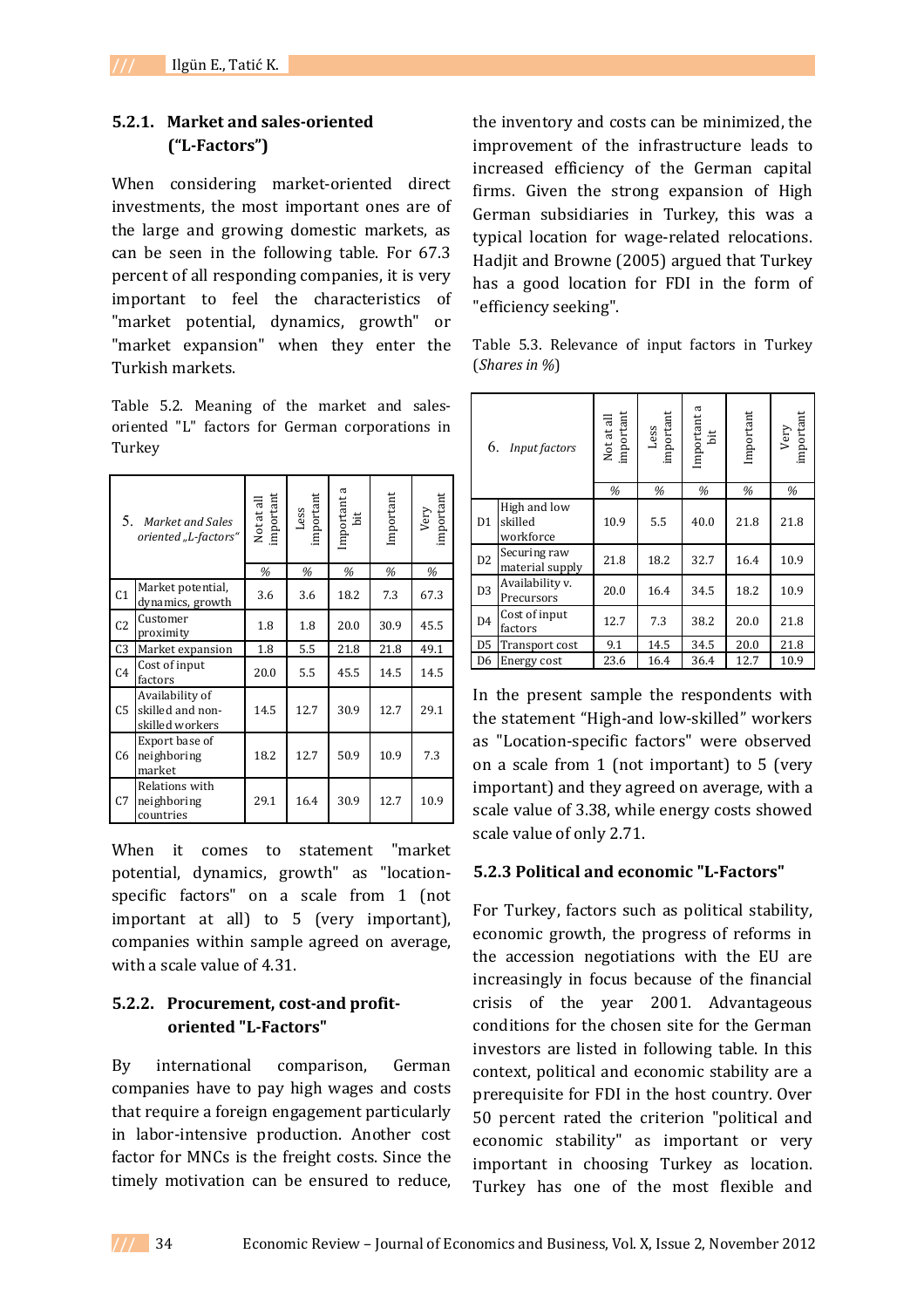#### 5.2.1. Market and sales-oriented ("L-Factors")

When considering market-oriented direct investments, the most important ones are of the large and growing domestic markets, as can be seen in the following table. For 67.3 percent of all responding companies, it is very important to feel the characteristics of "market potential, dynamics, growth" or "market expansion" when they enter the Turkish markets.

Table 5.2. Meaning of the market and sales-oriented "L" factors for German corporations in Turkey

| | 5. *Market and Sales oriented „L-factors"* | Not at all important | Less important | Important a bit | Important | Very important |
|---|---|---|---|---|---|---|
| | | % | % | % | % | % |
| C1 | Market potential, dynamics, growth | 3.6 | 3.6 | 18.2 | 7.3 | 67.3 |
| C2 | Customer proximity | 1.8 | 1.8 | 20.0 | 30.9 | 45.5 |
| C3 | Market expansion | 1.8 | 5.5 | 21.8 | 21.8 | 49.1 |
| C4 | Cost of input factors | 20.0 | 5.5 | 45.5 | 14.5 | 14.5 |
| C5 | Availability of skilled and non-skilled workers | 14.5 | 12.7 | 30.9 | 12.7 | 29.1 |
| C6 | Export base of neighboring market | 18.2 | 12.7 | 50.9 | 10.9 | 7.3 |
| C7 | Relations with neighboring countries | 29.1 | 16.4 | 30.9 | 12.7 | 10.9 |

When it comes to statement "market potential, dynamics, growth" as "location-specific factors" on a scale from 1 (not important at all) to 5 (very important), companies within sample agreed on average, with a scale value of 4.31.

#### 5.2.2. Procurement, cost-and profit-oriented "L-Factors"

By international comparison, German companies have to pay high wages and costs that require a foreign engagement particularly in labor-intensive production. Another cost factor for MNCs is the freight costs. Since the timely motivation can be ensured to reduce, the inventory and costs can be minimized, the improvement of the infrastructure leads to increased efficiency of the German capital firms. Given the strong expansion of High German subsidiaries in Turkey, this was a typical location for wage-related relocations. Hadjit and Browne (2005) argued that Turkey has a good location for FDI in the form of "efficiency seeking".

Table 5.3. Relevance of input factors in Turkey (*Shares in %*)

| | 6. *Input factors* | Not at all important | Less important | Important a bit | Important | Very important |
|---|---|---|---|---|---|---|
| | | % | % | % | % | % |
| D1 | High and low skilled workforce | 10.9 | 5.5 | 40.0 | 21.8 | 21.8 |
| D2 | Securing raw material supply | 21.8 | 18.2 | 32.7 | 16.4 | 10.9 |
| D3 | Availability v. Precursors | 20.0 | 16.4 | 34.5 | 18.2 | 10.9 |
| D4 | Cost of input factors | 12.7 | 7.3 | 38.2 | 20.0 | 21.8 |
| D5 | Transport cost | 9.1 | 14.5 | 34.5 | 20.0 | 21.8 |
| D6 | Energy cost | 23.6 | 16.4 | 36.4 | 12.7 | 10.9 |

In the present sample the respondents with the statement "High-and low-skilled" workers as "Location-specific factors" were observed on a scale from 1 (not important) to 5 (very important) and they agreed on average, with a scale value of 3.38, while energy costs showed scale value of only 2.71.

#### 5.2.3 Political and economic "L-Factors"

For Turkey, factors such as political stability, economic growth, the progress of reforms in the accession negotiations with the EU are increasingly in focus because of the financial crisis of the year 2001. Advantageous conditions for the chosen site for the German investors are listed in following table. In this context, political and economic stability are a prerequisite for FDI in the host country. Over 50 percent rated the criterion "political and economic stability" as important or very important in choosing Turkey as location. Turkey has one of the most flexible and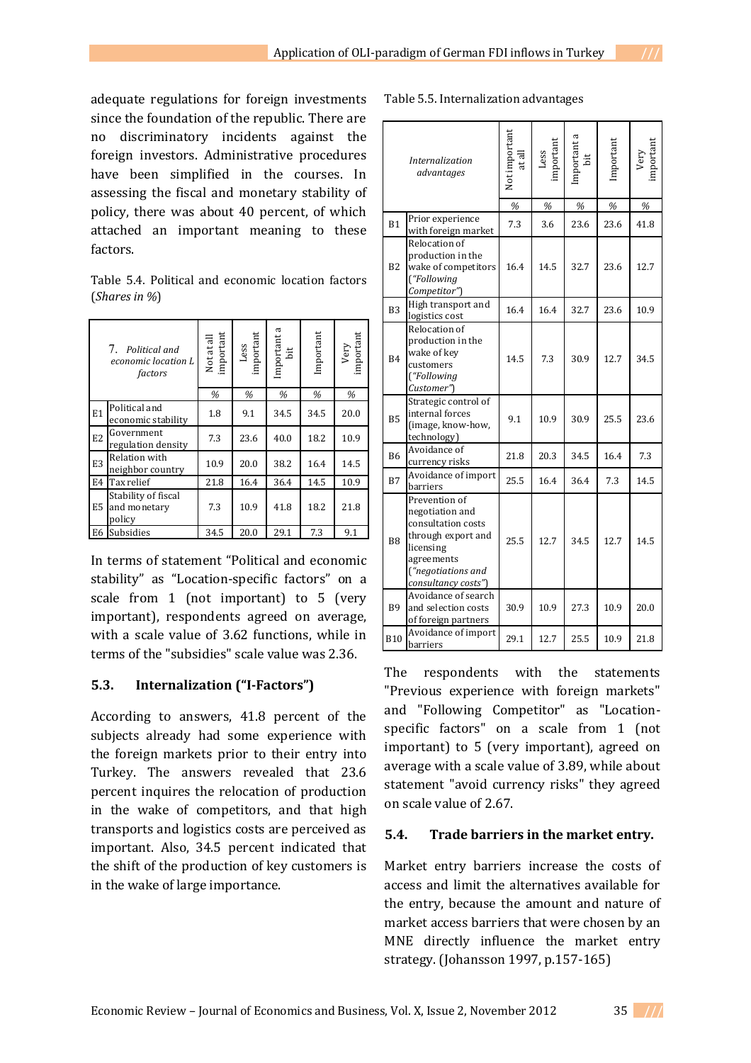adequate regulations for foreign investments since the foundation of the republic. There are no discriminatory incidents against the foreign investors. Administrative procedures have been simplified in the courses. In assessing the fiscal and monetary stability of policy, there was about 40 percent, of which attached an important meaning to these factors.

Table 5.4. Political and economic location factors (*Shares in %*)

| | 7. *Political and economic location L factors* | Not at all important | Less important | Important a bit | Important | Very important |
|---|---|---|---|---|---|---|
| | | % | % | % | % | % |
| E1 | Political and economic stability | 1.8 | 9.1 | 34.5 | 34.5 | 20.0 |
| E2 | Government regulation density | 7.3 | 23.6 | 40.0 | 18.2 | 10.9 |
| E3 | Relation with neighbor country | 10.9 | 20.0 | 38.2 | 16.4 | 14.5 |
| E4 | Tax relief | 21.8 | 16.4 | 36.4 | 14.5 | 10.9 |
| E5 | Stability of fiscal and monetary policy | 7.3 | 10.9 | 41.8 | 18.2 | 21.8 |
| E6 | Subsidies | 34.5 | 20.0 | 29.1 | 7.3 | 9.1 |

In terms of statement "Political and economic stability" as "Location-specific factors" on a scale from 1 (not important) to 5 (very important), respondents agreed on average, with a scale value of 3.62 functions, while in terms of the "subsidies" scale value was 2.36.

## 5.3. Internalization ("I-Factors")

According to answers, 41.8 percent of the subjects already had some experience with the foreign markets prior to their entry into Turkey. The answers revealed that 23.6 percent inquires the relocation of production in the wake of competitors, and that high transports and logistics costs are perceived as important. Also, 34.5 percent indicated that the shift of the production of key customers is in the wake of large importance.

Table 5.5. Internalization advantages

| | *Internalization advantages* | Not important at all | Less important | Important a bit | Important | Very important |
|---|---|---|---|---|---|---|
| | | % | % | % | % | % |
| B1 | Prior experience with foreign market | 7.3 | 3.6 | 23.6 | 23.6 | 41.8 |
| B2 | Relocation of production in the wake of competitors (*"Following Competitor"*) | 16.4 | 14.5 | 32.7 | 23.6 | 12.7 |
| B3 | High transport and logistics cost | 16.4 | 16.4 | 32.7 | 23.6 | 10.9 |
| B4 | Relocation of production in the wake of key customers (*"Following Customer"*) | 14.5 | 7.3 | 30.9 | 12.7 | 34.5 |
| B5 | Strategic control of internal forces (image, know-how, technology) | 9.1 | 10.9 | 30.9 | 25.5 | 23.6 |
| B6 | Avoidance of currency risks | 21.8 | 20.3 | 34.5 | 16.4 | 7.3 |
| B7 | Avoidance of import barriers | 25.5 | 16.4 | 36.4 | 7.3 | 14.5 |
| B8 | Prevention of negotiation and consultation costs through export and licensing agreements (*"negotiations and consultancy costs"*) | 25.5 | 12.7 | 34.5 | 12.7 | 14.5 |
| B9 | Avoidance of search and selection costs of foreign partners | 30.9 | 10.9 | 27.3 | 10.9 | 20.0 |
| B10 | Avoidance of import barriers | 29.1 | 12.7 | 25.5 | 10.9 | 21.8 |

The respondents with the statements "Previous experience with foreign markets" and "Following Competitor" as "Location-specific factors" on a scale from 1 (not important) to 5 (very important), agreed on average with a scale value of 3.89, while about statement "avoid currency risks" they agreed on scale value of 2.67.

## 5.4. Trade barriers in the market entry.

Market entry barriers increase the costs of access and limit the alternatives available for the entry, because the amount and nature of market access barriers that were chosen by an MNE directly influence the market entry strategy. (Johansson 1997, p.157-165)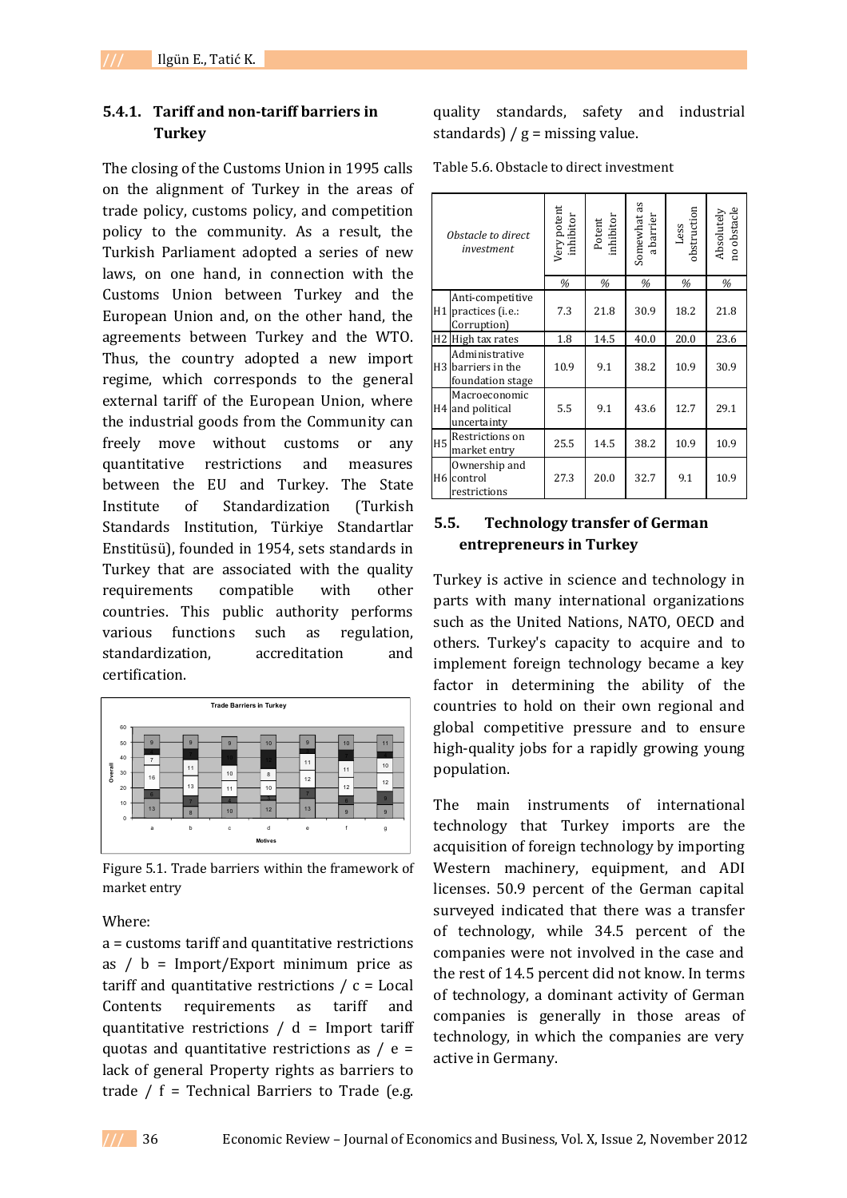### 5.4.1. Tariff and non-tariff barriers in Turkey

The closing of the Customs Union in 1995 calls on the alignment of Turkey in the areas of trade policy, customs policy, and competition policy to the community. As a result, the Turkish Parliament adopted a series of new laws, on one hand, in connection with the Customs Union between Turkey and the European Union and, on the other hand, the agreements between Turkey and the WTO. Thus, the country adopted a new import regime, which corresponds to the general external tariff of the European Union, where the industrial goods from the Community can freely move without customs or any quantitative restrictions and measures between the EU and Turkey. The State Institute of Standardization (Turkish Standards Institution, Türkiye Standartlar Enstitüsü), founded in 1954, sets standards in Turkey that are associated with the quality requirements compatible with other countries. This public authority performs various functions such as regulation, standardization, accreditation and certification.

Figure 5.1. Trade barriers within the framework of market entry

Where:

a = customs tariff and quantitative restrictions as / b = Import/Export minimum price as tariff and quantitative restrictions / c = Local Contents requirements as tariff and quantitative restrictions / d = Import tariff quotas and quantitative restrictions as / e = lack of general Property rights as barriers to trade / f = Technical Barriers to Trade (e.g. quality standards, safety and industrial standards) / g = missing value.

Table 5.6. Obstacle to direct investment

| | *Obstacle to direct investment* | Very potent inhibitor | Potent inhibitor | Somewhat as a barrier | Less obstruction | Absolutely no obstacle |
|---|---|---|---|---|---|---|
| | | % | % | % | % | % |
| H1 | Anti-competitive practices (i.e.: Corruption) | 7.3 | 21.8 | 30.9 | 18.2 | 21.8 |
| H2 | High tax rates | 1.8 | 14.5 | 40.0 | 20.0 | 23.6 |
| H3 | Administrative barriers in the foundation stage | 10.9 | 9.1 | 38.2 | 10.9 | 30.9 |
| H4 | Macroeconomic and political uncertainty | 5.5 | 9.1 | 43.6 | 12.7 | 29.1 |
| H5 | Restrictions on market entry | 25.5 | 14.5 | 38.2 | 10.9 | 10.9 |
| H6 | Ownership and control restrictions | 27.3 | 20.0 | 32.7 | 9.1 | 10.9 |

## 5.5. Technology transfer of German entrepreneurs in Turkey

Turkey is active in science and technology in parts with many international organizations such as the United Nations, NATO, OECD and others. Turkey's capacity to acquire and to implement foreign technology became a key factor in determining the ability of the countries to hold on their own regional and global competitive pressure and to ensure high-quality jobs for a rapidly growing young population.

The main instruments of international technology that Turkey imports are the acquisition of foreign technology by importing Western machinery, equipment, and ADI licenses. 50.9 percent of the German capital surveyed indicated that there was a transfer of technology, while 34.5 percent of the companies were not involved in the case and the rest of 14.5 percent did not know. In terms of technology, a dominant activity of German companies is generally in those areas of technology, in which the companies are very active in Germany.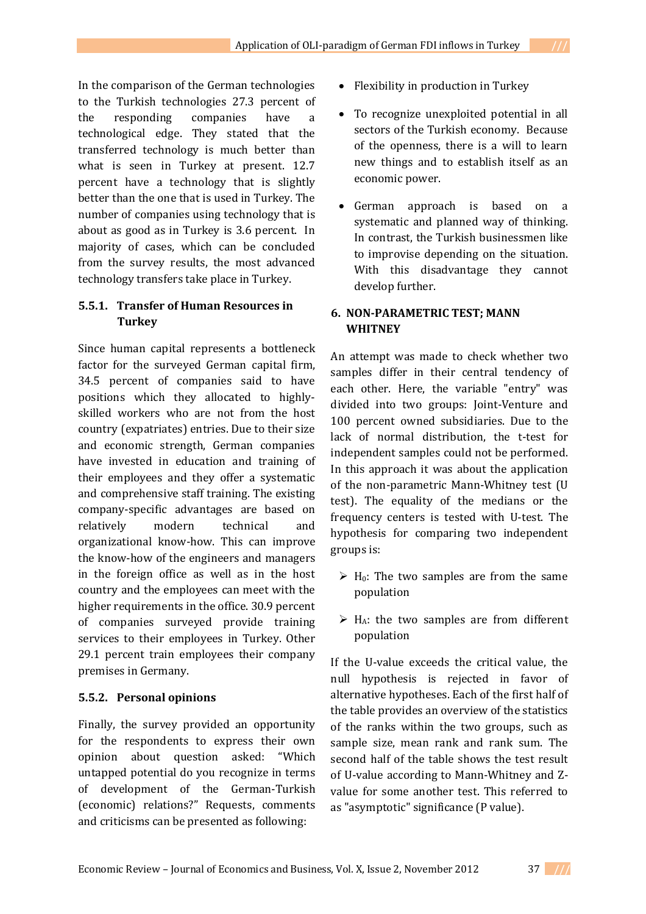In the comparison of the German technologies to the Turkish technologies 27.3 percent of the responding companies have a technological edge. They stated that the transferred technology is much better than what is seen in Turkey at present. 12.7 percent have a technology that is slightly better than the one that is used in Turkey. The number of companies using technology that is about as good as in Turkey is 3.6 percent. In majority of cases, which can be concluded from the survey results, the most advanced technology transfers take place in Turkey.

### 5.5.1. Transfer of Human Resources in Turkey

Since human capital represents a bottleneck factor for the surveyed German capital firm, 34.5 percent of companies said to have positions which they allocated to highly-skilled workers who are not from the host country (expatriates) entries. Due to their size and economic strength, German companies have invested in education and training of their employees and they offer a systematic and comprehensive staff training. The existing company-specific advantages are based on relatively modern technical and organizational know-how. This can improve the know-how of the engineers and managers in the foreign office as well as in the host country and the employees can meet with the higher requirements in the office. 30.9 percent of companies surveyed provide training services to their employees in Turkey. Other 29.1 percent train employees their company premises in Germany.

### 5.5.2. Personal opinions

Finally, the survey provided an opportunity for the respondents to express their own opinion about question asked: "Which untapped potential do you recognize in terms of development of the German-Turkish (economic) relations?" Requests, comments and criticisms can be presented as following:

- Flexibility in production in Turkey
- To recognize unexploited potential in all sectors of the Turkish economy. Because of the openness, there is a will to learn new things and to establish itself as an economic power.
- German approach is based on a systematic and planned way of thinking. In contrast, the Turkish businessmen like to improvise depending on the situation. With this disadvantage they cannot develop further.

## 6. NON-PARAMETRIC TEST; MANN WHITNEY

An attempt was made to check whether two samples differ in their central tendency of each other. Here, the variable "entry" was divided into two groups: Joint-Venture and 100 percent owned subsidiaries. Due to the lack of normal distribution, the t-test for independent samples could not be performed. In this approach it was about the application of the non-parametric Mann-Whitney test (U test). The equality of the medians or the frequency centers is tested with U-test. The hypothesis for comparing two independent groups is:

- $H_0$: The two samples are from the same population
- $H_A$: the two samples are from different population

If the U-value exceeds the critical value, the null hypothesis is rejected in favor of alternative hypotheses. Each of the first half of the table provides an overview of the statistics of the ranks within the two groups, such as sample size, mean rank and rank sum. The second half of the table shows the test result of U-value according to Mann-Whitney and Z-value for some another test. This referred to as "asymptotic" significance (P value).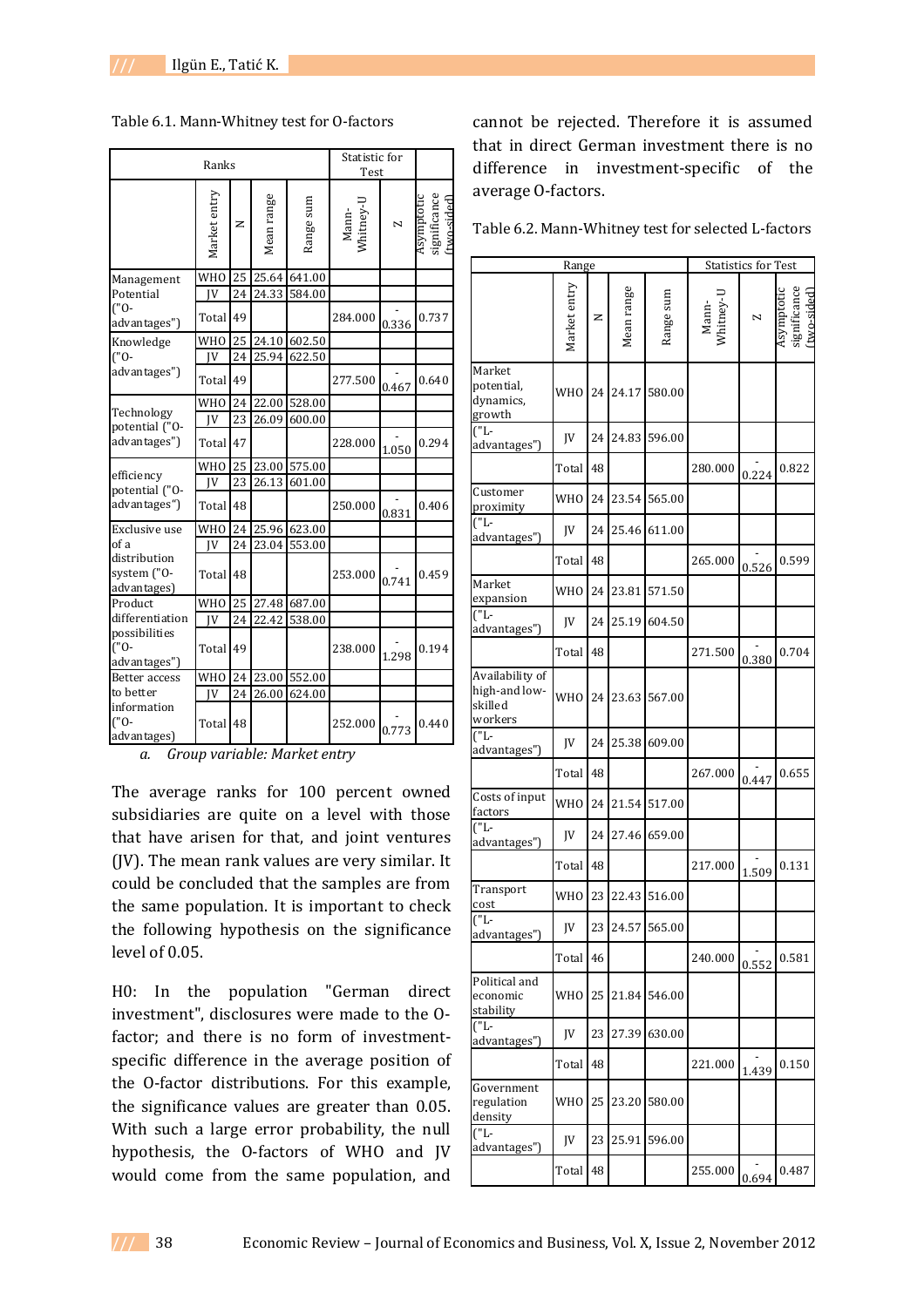Table 6.1. Mann-Whitney test for O-factors

| | Ranks | | | | Statistic for Test | | |
|---|---|---|---|---|---|---|---|
| | Market entry | N | Mean range | Range sum | Mann-Whitney-U | Z | Asymptotic significance (two-sided) |
| Management Potential ("O-advantages") | WHO | 25 | 25.64 | 641.00 | | | |
| | JV | 24 | 24.33 | 584.00 | | | |
| | Total | 49 | | | 284.000 | -0.336 | 0.737 |
| Knowledge ("O-advantages") | WHO | 25 | 24.10 | 602.50 | | | |
| | JV | 24 | 25.94 | 622.50 | | | |
| | Total | 49 | | | 277.500 | -0.467 | 0.640 |
| Technology potential ("O-advantages") | WHO | 24 | 22.00 | 528.00 | | | |
| | JV | 23 | 26.09 | 600.00 | | | |
| | Total | 47 | | | 228.000 | -1.050 | 0.294 |
| efficiency potential ("O-advantages") | WHO | 25 | 23.00 | 575.00 | | | |
| | JV | 23 | 26.13 | 601.00 | | | |
| | Total | 48 | | | 250.000 | -0.831 | 0.406 |
| Exclusive use of a distribution system ("O-advantages) | WHO | 24 | 25.96 | 623.00 | | | |
| | JV | 24 | 23.04 | 553.00 | | | |
| | Total | 48 | | | 253.000 | -0.741 | 0.459 |
| Product differentiation possibilities ("O-advantages") | WHO | 25 | 27.48 | 687.00 | | | |
| | JV | 24 | 22.42 | 538.00 | | | |
| | Total | 49 | | | 238.000 | -1.298 | 0.194 |
| Better access to better information ("O-advantages) | WHO | 24 | 23.00 | 552.00 | | | |
| | JV | 24 | 26.00 | 624.00 | | | |
| | Total | 48 | | | 252.000 | -0.773 | 0.440 |

*a. Group variable: Market entry*

The average ranks for 100 percent owned subsidiaries are quite on a level with those that have arisen for that, and joint ventures (JV). The mean rank values are very similar. It could be concluded that the samples are from the same population. It is important to check the following hypothesis on the significance level of 0.05.

H0: In the population "German direct investment", disclosures were made to the O-factor; and there is no form of investment-specific difference in the average position of the O-factor distributions. For this example, the significance values are greater than 0.05. With such a large error probability, the null hypothesis, the O-factors of WHO and JV would come from the same population, and cannot be rejected. Therefore it is assumed that in direct German investment there is no difference in investment-specific of the average O-factors.

Table 6.2. Mann-Whitney test for selected L-factors

| | Range | | | | Statistics for Test | | |
|---|---|---|---|---|---|---|---|
| | Market entry | N | Mean range | Range sum | Mann-Whitney-U | Z | Asymptotic significance (two-sided) |
| Market potential, dynamics, growth | WHO | 24 | 24.17 | 580.00 | | | |
| ("L-advantages") | JV | 24 | 24.83 | 596.00 | | | |
| | Total | 48 | | | 280.000 | -0.224 | 0.822 |
| Customer proximity | WHO | 24 | 23.54 | 565.00 | | | |
| ("L-advantages") | JV | 24 | 25.46 | 611.00 | | | |
| | Total | 48 | | | 265.000 | -0.526 | 0.599 |
| Market expansion | WHO | 24 | 23.81 | 571.50 | | | |
| ("L-advantages") | JV | 24 | 25.19 | 604.50 | | | |
| | Total | 48 | | | 271.500 | -0.380 | 0.704 |
| Availability of high-and low-skilled workers | WHO | 24 | 23.63 | 567.00 | | | |
| ("L-advantages") | JV | 24 | 25.38 | 609.00 | | | |
| | Total | 48 | | | 267.000 | -0.447 | 0.655 |
| Costs of input factors | WHO | 24 | 21.54 | 517.00 | | | |
| ("L-advantages") | JV | 24 | 27.46 | 659.00 | | | |
| | Total | 48 | | | 217.000 | -1.509 | 0.131 |
| Transport cost | WHO | 23 | 22.43 | 516.00 | | | |
| ("L-advantages") | JV | 23 | 24.57 | 565.00 | | | |
| | Total | 46 | | | 240.000 | -0.552 | 0.581 |
| Political and economic stability | WHO | 25 | 21.84 | 546.00 | | | |
| ("L-advantages") | JV | 23 | 27.39 | 630.00 | | | |
| | Total | 48 | | | 221.000 | -1.439 | 0.150 |
| Government regulation density | WHO | 25 | 23.20 | 580.00 | | | |
| ("L-advantages") | JV | 23 | 25.91 | 596.00 | | | |
| | Total | 48 | | | 255.000 | -0.694 | 0.487 |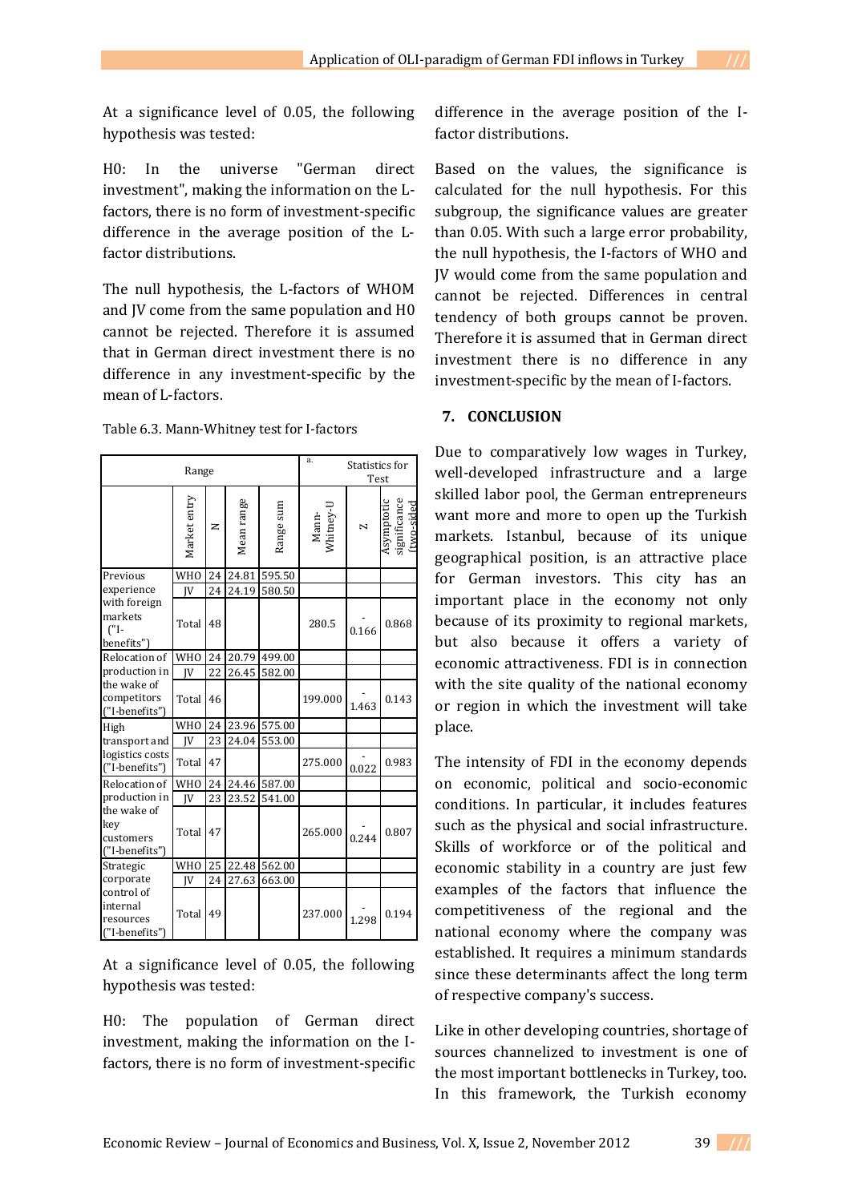At a significance level of 0.05, the following hypothesis was tested:

H0: In the universe "German direct investment", making the information on the L-factors, there is no form of investment-specific difference in the average position of the L-factor distributions.

The null hypothesis, the L-factors of WHOM and JV come from the same population and H0 cannot be rejected. Therefore it is assumed that in German direct investment there is no difference in any investment-specific by the mean of L-factors.

Table 6.3. Mann-Whitney test for I-factors

| Range | | | | | a. Statistics for Test | | |
|---|---|---|---|---|---|---|---|
| | Market entry | N | Mean range | Range sum | Mann-Whitney-U | Z | Asymptotic significance (two-sided) |
| Previous experience with foreign markets ("I-benefits") | WHO | 24 | 24.81 | 595.50 | | | |
| | JV | 24 | 24.19 | 580.50 | | | |
| | Total | 48 | | | 280.5 | -0.166 | 0.868 |
| Relocation of production in the wake of competitors ("I-benefits") | WHO | 24 | 20.79 | 499.00 | | | |
| | JV | 22 | 26.45 | 582.00 | | | |
| | Total | 46 | | | 199.000 | -1.463 | 0.143 |
| High transport and logistics costs ("I-benefits") | WHO | 24 | 23.96 | 575.00 | | | |
| | JV | 23 | 24.04 | 553.00 | | | |
| | Total | 47 | | | 275.000 | -0.022 | 0.983 |
| Relocation of production in the wake of key customers ("I-benefits") | WHO | 24 | 24.46 | 587.00 | | | |
| | JV | 23 | 23.52 | 541.00 | | | |
| | Total | 47 | | | 265.000 | -0.244 | 0.807 |
| Strategic corporate control of internal resources ("I-benefits") | WHO | 25 | 22.48 | 562.00 | | | |
| | JV | 24 | 27.63 | 663.00 | | | |
| | Total | 49 | | | 237.000 | -1.298 | 0.194 |

At a significance level of 0.05, the following hypothesis was tested:

H0: The population of German direct investment, making the information on the I-factors, there is no form of investment-specific difference in the average position of the I-factor distributions.

Based on the values, the significance is calculated for the null hypothesis. For this subgroup, the significance values are greater than 0.05. With such a large error probability, the null hypothesis, the I-factors of WHO and JV would come from the same population and cannot be rejected. Differences in central tendency of both groups cannot be proven. Therefore it is assumed that in German direct investment there is no difference in any investment-specific by the mean of I-factors.

## 7. CONCLUSION

Due to comparatively low wages in Turkey, well-developed infrastructure and a large skilled labor pool, the German entrepreneurs want more and more to open up the Turkish markets. Istanbul, because of its unique geographical position, is an attractive place for German investors. This city has an important place in the economy not only because of its proximity to regional markets, but also because it offers a variety of economic attractiveness. FDI is in connection with the site quality of the national economy or region in which the investment will take place.

The intensity of FDI in the economy depends on economic, political and socio-economic conditions. In particular, it includes features such as the physical and social infrastructure. Skills of workforce or of the political and economic stability in a country are just few examples of the factors that influence the competitiveness of the regional and the national economy where the company was established. It requires a minimum standards since these determinants affect the long term of respective company's success.

Like in other developing countries, shortage of sources channelized to investment is one of the most important bottlenecks in Turkey, too. In this framework, the Turkish economy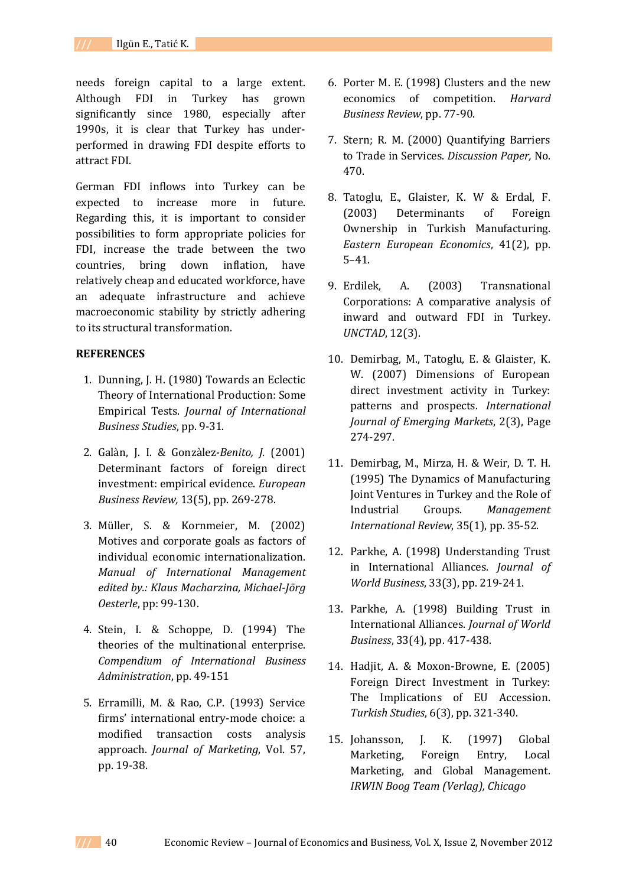needs foreign capital to a large extent. Although FDI in Turkey has grown significantly since 1980, especially after 1990s, it is clear that Turkey has under-performed in drawing FDI despite efforts to attract FDI.

German FDI inflows into Turkey can be expected to increase more in future. Regarding this, it is important to consider possibilities to form appropriate policies for FDI, increase the trade between the two countries, bring down inflation, have relatively cheap and educated workforce, have an adequate infrastructure and achieve macroeconomic stability by strictly adhering to its structural transformation.

## REFERENCES

1. Dunning, J. H. (1980) Towards an Eclectic Theory of International Production: Some Empirical Tests. *Journal of International Business Studies*, pp. 9-31.
2. Galàn, J. I. & Gonzàlez-*Benito, J.* (2001) Determinant factors of foreign direct investment: empirical evidence. *European Business Review,* 13(5), pp. 269-278.
3. Müller, S. & Kornmeier, M. (2002) Motives and corporate goals as factors of individual economic internationalization. *Manual of International Management edited by.: Klaus Macharzina, Michael-Jörg Oesterle*, pp: 99-130.
4. Stein, I. & Schoppe, D. (1994) The theories of the multinational enterprise. *Compendium of International Business Administration*, pp. 49-151
5. Erramilli, M. & Rao, C.P. (1993) Service firms' international entry-mode choice: a modified transaction costs analysis approach. *Journal of Marketing*, Vol. 57, pp. 19-38.
6. Porter M. E. (1998) Clusters and the new economics of competition. *Harvard Business Review*, pp. 77-90.
7. Stern; R. M. (2000) Quantifying Barriers to Trade in Services. *Discussion Paper,* No. 470.
8. Tatoglu, E., Glaister, K. W & Erdal, F. (2003) Determinants of Foreign Ownership in Turkish Manufacturing. *Eastern European Economics*, 41(2), pp. 5–41.
9. Erdilek, A. (2003) Transnational Corporations: A comparative analysis of inward and outward FDI in Turkey. *UNCTAD*, 12(3).
10. Demirbag, M., Tatoglu, E. & Glaister, K. W. (2007) Dimensions of European direct investment activity in Turkey: patterns and prospects. *International Journal of Emerging Markets*, 2(3), Page 274-297.
11. Demirbag, M., Mirza, H. & Weir, D. T. H. (1995) The Dynamics of Manufacturing Joint Ventures in Turkey and the Role of Industrial Groups. *Management International Review*, 35(1), pp. 35-52.
12. Parkhe, A. (1998) Understanding Trust in International Alliances. *Journal of World Business*, 33(3), pp. 219-241.
13. Parkhe, A. (1998) Building Trust in International Alliances. *Journal of World Business*, 33(4), pp. 417-438.
14. Hadjit, A. & Moxon-Browne, E. (2005) Foreign Direct Investment in Turkey: The Implications of EU Accession. *Turkish Studies*, 6(3), pp. 321-340.
15. Johansson, J. K. (1997) Global Marketing, Foreign Entry, Local Marketing, and Global Management. *IRWIN Boog Team (Verlag), Chicago*